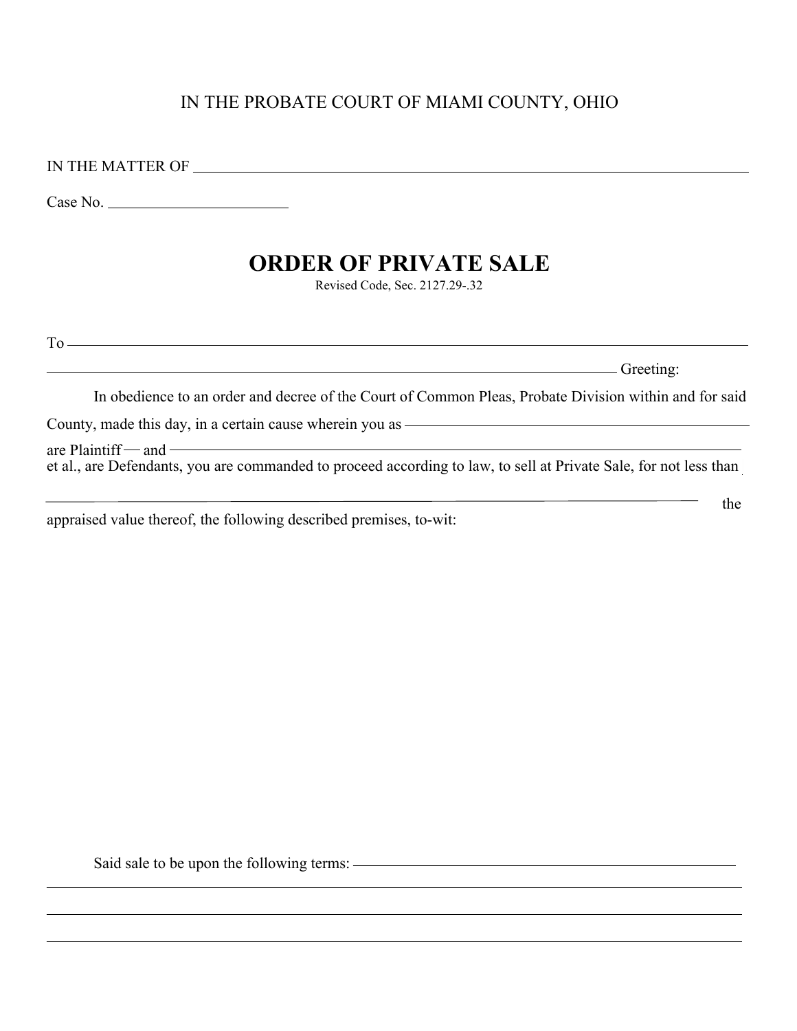IN THE PROBATE COURT OF MIAMI COUNTY, OHIO

IN THE MATTER OF ______________________________________________

Case No. ____________________

# ORDER OF PRIVATE SALE

Revised Code, Sec. 2127.29-.32

To ______________________________________________________________

______________________________________________________ Greeting:

In obedience to an order and decree of the Court of Common Pleas, Probate Division within and for said County, made this day, in a certain cause wherein you as ______________________________ are Plaintiff and ______________________________ et al., are Defendants, you are commanded to proceed according to law, to sell at Private Sale, for not less than ______________________________ the appraised value thereof, the following described premises, to-wit:

Said sale to be upon the following terms: ______________________________

______________________________________________________________

______________________________________________________________

______________________________________________________________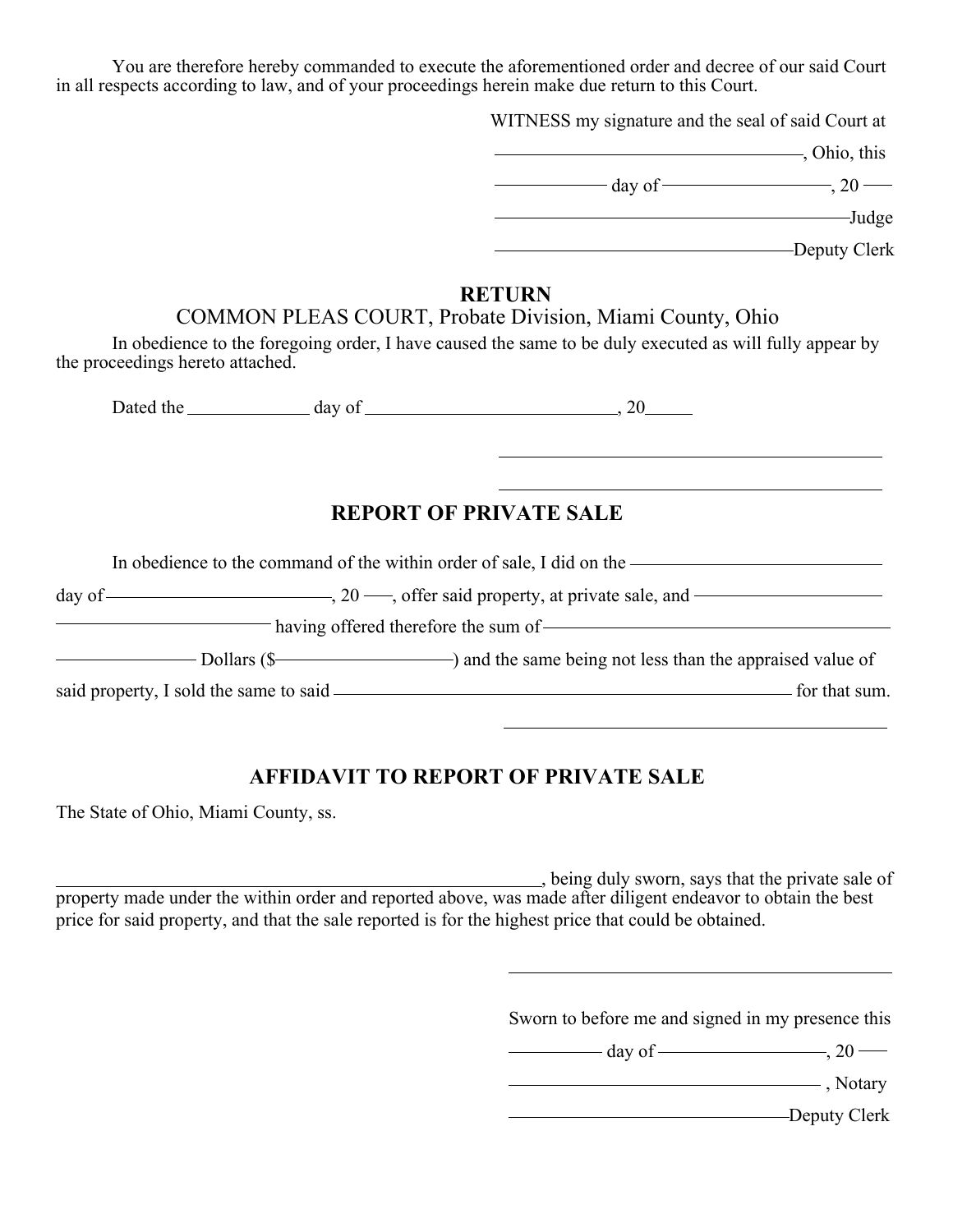You are therefore hereby commanded to execute the aforementioned order and decree of our said Court in all respects according to law, and of your proceedings herein make due return to this Court.

WITNESS my signature and the seal of said Court at

\_\_\_\_\_\_\_\_\_\_\_\_\_\_\_\_\_\_\_\_, Ohio, this

\_\_\_\_\_\_\_\_ day of \_\_\_\_\_\_\_\_\_\_\_\_, 20 \_\_\_

\_\_\_\_\_\_\_\_\_\_\_\_\_\_\_\_\_\_\_\_\_\_\_\_ Judge

\_\_\_\_\_\_\_\_\_\_\_\_\_\_\_\_\_\_\_\_ Deputy Clerk

## RETURN

COMMON PLEAS COURT, Probate Division, Miami County, Ohio

In obedience to the foregoing order, I have caused the same to be duly executed as will fully appear by the proceedings hereto attached.

Dated the \_\_\_\_\_\_\_\_ day of \_\_\_\_\_\_\_\_\_\_\_\_\_\_\_\_, 20\_\_\_

\_\_\_\_\_\_\_\_\_\_\_\_\_\_\_\_\_\_\_\_\_\_\_\_\_\_\_\_

\_\_\_\_\_\_\_\_\_\_\_\_\_\_\_\_\_\_\_\_\_\_\_\_\_\_\_\_

## REPORT OF PRIVATE SALE

In obedience to the command of the within order of sale, I did on the \_\_\_\_\_\_\_\_\_\_\_\_\_\_\_\_ day of \_\_\_\_\_\_\_\_\_\_\_\_\_\_\_\_, 20 \_\_\_, offer said property, at private sale, and \_\_\_\_\_\_\_\_\_\_\_\_\_\_\_\_ \_\_\_\_\_\_\_\_\_\_\_\_\_\_\_\_ having offered therefore the sum of \_\_\_\_\_\_\_\_\_\_\_\_\_\_\_\_\_\_\_\_\_\_\_\_ \_\_\_\_\_\_\_\_\_\_ Dollars ($\_\_\_\_\_\_\_\_\_\_\_\_) and the same being not less than the appraised value of said property, I sold the same to said \_\_\_\_\_\_\_\_\_\_\_\_\_\_\_\_\_\_\_\_\_\_\_\_\_\_\_\_\_\_\_\_ for that sum.

\_\_\_\_\_\_\_\_\_\_\_\_\_\_\_\_\_\_\_\_\_\_\_\_\_\_\_\_

## AFFIDAVIT TO REPORT OF PRIVATE SALE

The State of Ohio, Miami County, ss.

\_\_\_\_\_\_\_\_\_\_\_\_\_\_\_\_\_\_\_\_\_\_\_\_\_\_\_\_\_\_\_\_\_\_, being duly sworn, says that the private sale of property made under the within order and reported above, was made after diligent endeavor to obtain the best price for said property, and that the sale reported is for the highest price that could be obtained.

\_\_\_\_\_\_\_\_\_\_\_\_\_\_\_\_\_\_\_\_\_\_\_\_\_\_\_\_

Sworn to before me and signed in my presence this

\_\_\_\_\_\_\_\_ day of \_\_\_\_\_\_\_\_\_\_\_\_, 20 \_\_\_

\_\_\_\_\_\_\_\_\_\_\_\_\_\_\_\_\_\_\_\_\_\_\_\_ , Notary

\_\_\_\_\_\_\_\_\_\_\_\_\_\_\_\_\_\_\_\_ Deputy Clerk